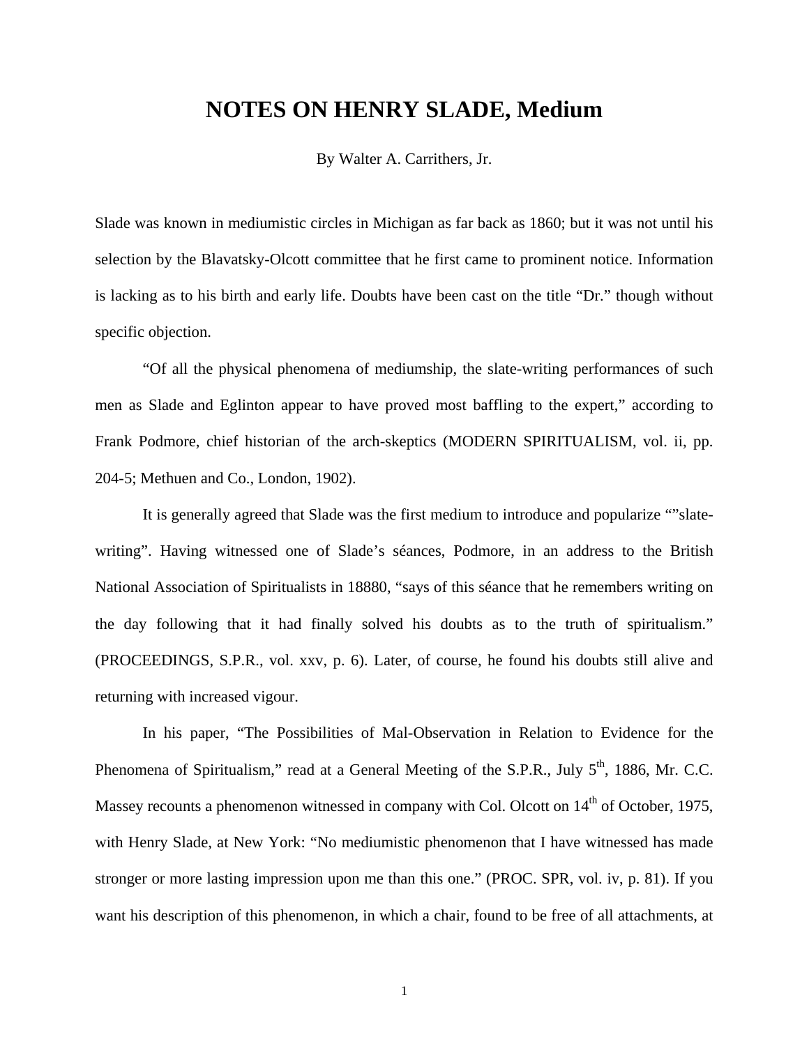# NOTES ON HENRY SLADE, Medium

By Walter A. Carrithers, Jr.

Slade was known in mediumistic circles in Michigan as far back as 1860; but it was not until his selection by the Blavatsky-Olcott committee that he first came to prominent notice. Information is lacking as to his birth and early life. Doubts have been cast on the title "Dr." though without specific objection.

"Of all the physical phenomena of mediumship, the slate-writing performances of such men as Slade and Eglinton appear to have proved most baffling to the expert," according to Frank Podmore, chief historian of the arch-skeptics (MODERN SPIRITUALISM, vol. ii, pp. 204-5; Methuen and Co., London, 1902).

It is generally agreed that Slade was the first medium to introduce and popularize ""slate-writing". Having witnessed one of Slade's séances, Podmore, in an address to the British National Association of Spiritualists in 18880, "says of this séance that he remembers writing on the day following that it had finally solved his doubts as to the truth of spiritualism." (PROCEEDINGS, S.P.R., vol. xxv, p. 6). Later, of course, he found his doubts still alive and returning with increased vigour.

In his paper, "The Possibilities of Mal-Observation in Relation to Evidence for the Phenomena of Spiritualism," read at a General Meeting of the S.P.R., July 5th, 1886, Mr. C.C. Massey recounts a phenomenon witnessed in company with Col. Olcott on 14th of October, 1975, with Henry Slade, at New York: "No mediumistic phenomenon that I have witnessed has made stronger or more lasting impression upon me than this one." (PROC. SPR, vol. iv, p. 81). If you want his description of this phenomenon, in which a chair, found to be free of all attachments, at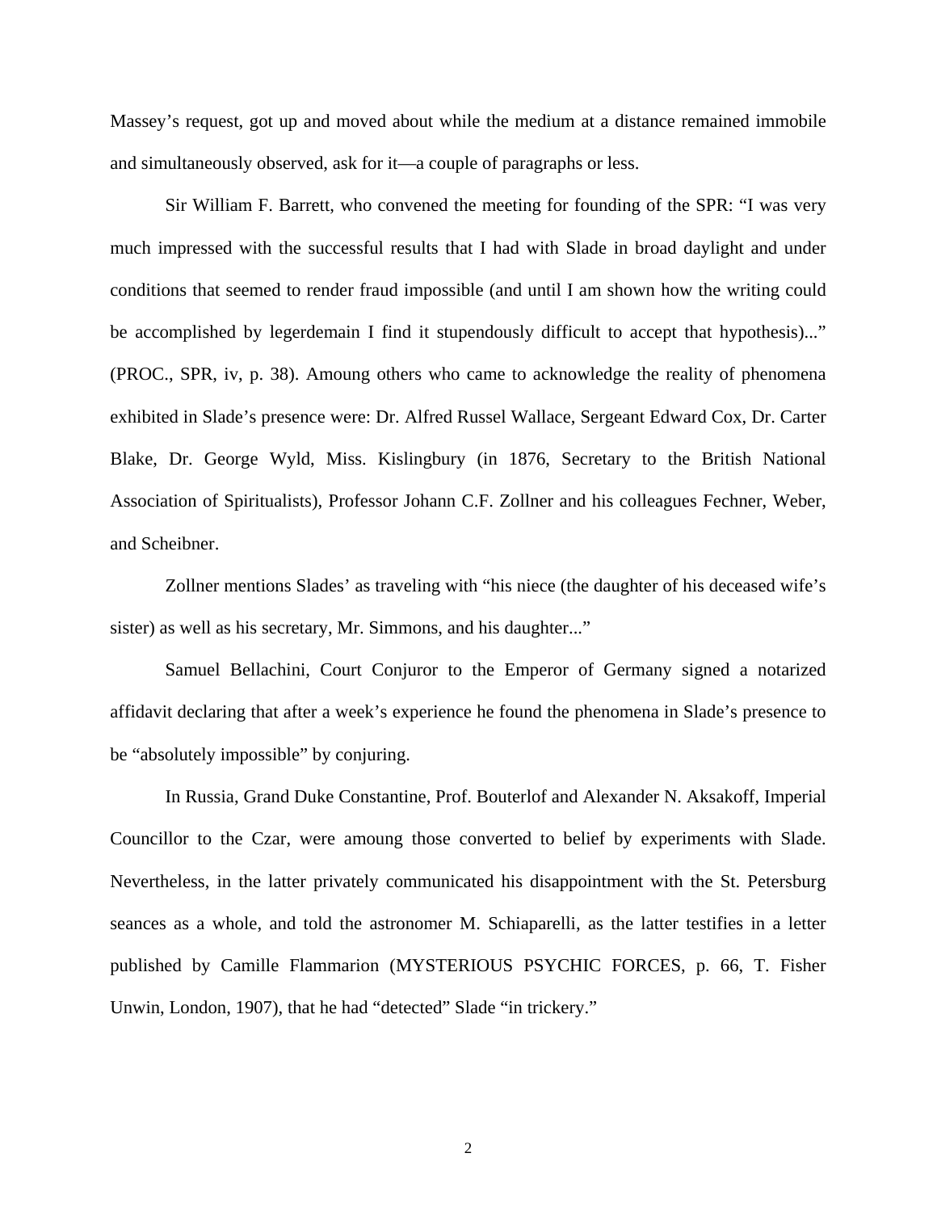Massey's request, got up and moved about while the medium at a distance remained immobile and simultaneously observed, ask for it—a couple of paragraphs or less.

Sir William F. Barrett, who convened the meeting for founding of the SPR: "I was very much impressed with the successful results that I had with Slade in broad daylight and under conditions that seemed to render fraud impossible (and until I am shown how the writing could be accomplished by legerdemain I find it stupendously difficult to accept that hypothesis)..." (PROC., SPR, iv, p. 38). Amoung others who came to acknowledge the reality of phenomena exhibited in Slade's presence were: Dr. Alfred Russel Wallace, Sergeant Edward Cox, Dr. Carter Blake, Dr. George Wyld, Miss. Kislingbury (in 1876, Secretary to the British National Association of Spiritualists), Professor Johann C.F. Zollner and his colleagues Fechner, Weber, and Scheibner.

Zollner mentions Slades' as traveling with "his niece (the daughter of his deceased wife's sister) as well as his secretary, Mr. Simmons, and his daughter..."

Samuel Bellachini, Court Conjuror to the Emperor of Germany signed a notarized affidavit declaring that after a week's experience he found the phenomena in Slade's presence to be "absolutely impossible" by conjuring.

In Russia, Grand Duke Constantine, Prof. Bouterlof and Alexander N. Aksakoff, Imperial Councillor to the Czar, were amoung those converted to belief by experiments with Slade. Nevertheless, in the latter privately communicated his disappointment with the St. Petersburg seances as a whole, and told the astronomer M. Schiaparelli, as the latter testifies in a letter published by Camille Flammarion (MYSTERIOUS PSYCHIC FORCES, p. 66, T. Fisher Unwin, London, 1907), that he had "detected" Slade "in trickery."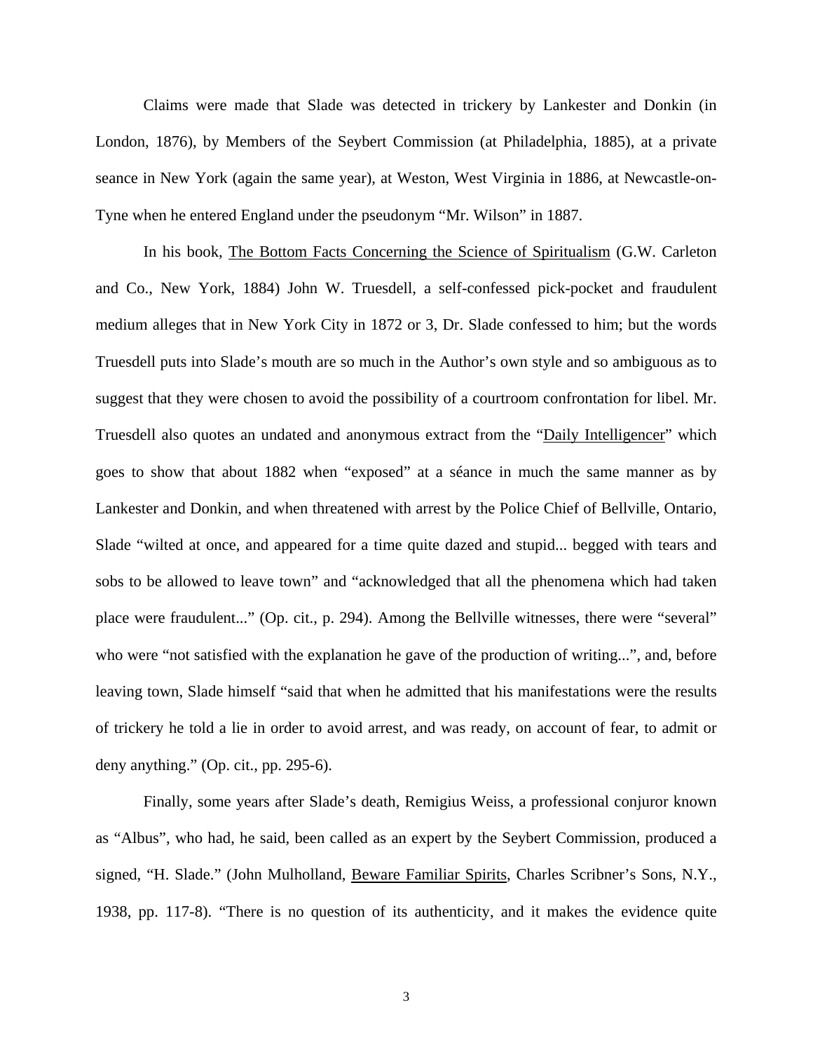Claims were made that Slade was detected in trickery by Lankester and Donkin (in London, 1876), by Members of the Seybert Commission (at Philadelphia, 1885), at a private seance in New York (again the same year), at Weston, West Virginia in 1886, at Newcastle-on-Tyne when he entered England under the pseudonym "Mr. Wilson" in 1887.

In his book, The Bottom Facts Concerning the Science of Spiritualism (G.W. Carleton and Co., New York, 1884) John W. Truesdell, a self-confessed pick-pocket and fraudulent medium alleges that in New York City in 1872 or 3, Dr. Slade confessed to him; but the words Truesdell puts into Slade's mouth are so much in the Author's own style and so ambiguous as to suggest that they were chosen to avoid the possibility of a courtroom confrontation for libel. Mr. Truesdell also quotes an undated and anonymous extract from the "Daily Intelligencer" which goes to show that about 1882 when "exposed" at a séance in much the same manner as by Lankester and Donkin, and when threatened with arrest by the Police Chief of Bellville, Ontario, Slade "wilted at once, and appeared for a time quite dazed and stupid... begged with tears and sobs to be allowed to leave town" and "acknowledged that all the phenomena which had taken place were fraudulent..." (Op. cit., p. 294). Among the Bellville witnesses, there were "several" who were "not satisfied with the explanation he gave of the production of writing...", and, before leaving town, Slade himself "said that when he admitted that his manifestations were the results of trickery he told a lie in order to avoid arrest, and was ready, on account of fear, to admit or deny anything." (Op. cit., pp. 295-6).

Finally, some years after Slade's death, Remigius Weiss, a professional conjuror known as "Albus", who had, he said, been called as an expert by the Seybert Commission, produced a signed, "H. Slade." (John Mulholland, Beware Familiar Spirits, Charles Scribner's Sons, N.Y., 1938, pp. 117-8). "There is no question of its authenticity, and it makes the evidence quite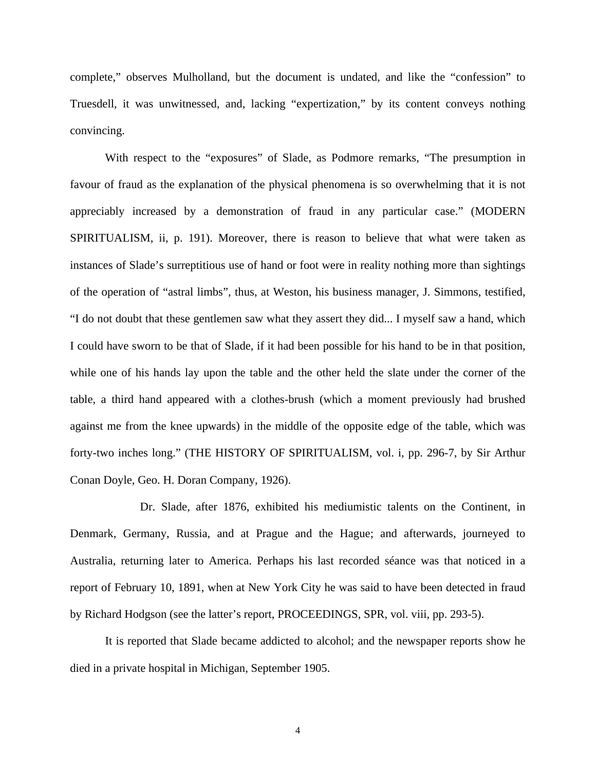complete," observes Mulholland, but the document is undated, and like the "confession" to Truesdell, it was unwitnessed, and, lacking "expertization," by its content conveys nothing convincing.

With respect to the "exposures" of Slade, as Podmore remarks, "The presumption in favour of fraud as the explanation of the physical phenomena is so overwhelming that it is not appreciably increased by a demonstration of fraud in any particular case." (MODERN SPIRITUALISM, ii, p. 191). Moreover, there is reason to believe that what were taken as instances of Slade's surreptitious use of hand or foot were in reality nothing more than sightings of the operation of "astral limbs", thus, at Weston, his business manager, J. Simmons, testified, "I do not doubt that these gentlemen saw what they assert they did... I myself saw a hand, which I could have sworn to be that of Slade, if it had been possible for his hand to be in that position, while one of his hands lay upon the table and the other held the slate under the corner of the table, a third hand appeared with a clothes-brush (which a moment previously had brushed against me from the knee upwards) in the middle of the opposite edge of the table, which was forty-two inches long." (THE HISTORY OF SPIRITUALISM, vol. i, pp. 296-7, by Sir Arthur Conan Doyle, Geo. H. Doran Company, 1926).

Dr. Slade, after 1876, exhibited his mediumistic talents on the Continent, in Denmark, Germany, Russia, and at Prague and the Hague; and afterwards, journeyed to Australia, returning later to America. Perhaps his last recorded séance was that noticed in a report of February 10, 1891, when at New York City he was said to have been detected in fraud by Richard Hodgson (see the latter's report, PROCEEDINGS, SPR, vol. viii, pp. 293-5).

It is reported that Slade became addicted to alcohol; and the newspaper reports show he died in a private hospital in Michigan, September 1905.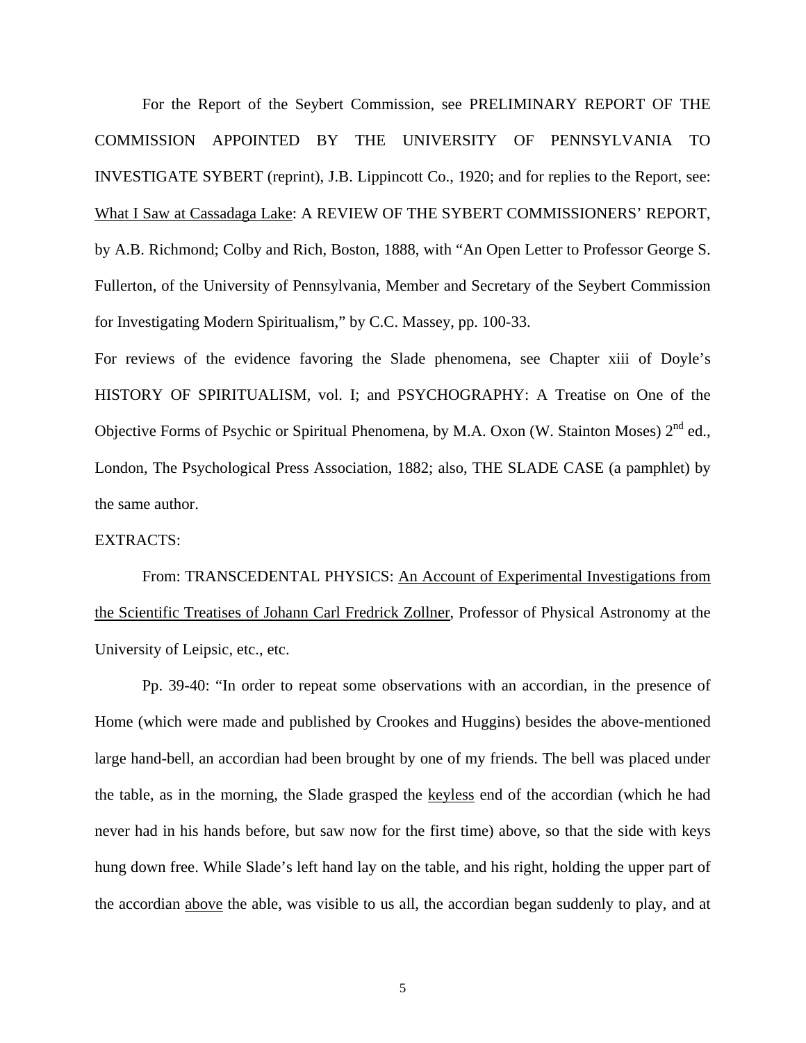For the Report of the Seybert Commission, see PRELIMINARY REPORT OF THE COMMISSION APPOINTED BY THE UNIVERSITY OF PENNSYLVANIA TO INVESTIGATE SYBERT (reprint), J.B. Lippincott Co., 1920; and for replies to the Report, see: What I Saw at Cassadaga Lake: A REVIEW OF THE SYBERT COMMISSIONERS' REPORT, by A.B. Richmond; Colby and Rich, Boston, 1888, with "An Open Letter to Professor George S. Fullerton, of the University of Pennsylvania, Member and Secretary of the Seybert Commission for Investigating Modern Spiritualism," by C.C. Massey, pp. 100-33.

For reviews of the evidence favoring the Slade phenomena, see Chapter xiii of Doyle's HISTORY OF SPIRITUALISM, vol. I; and PSYCHOGRAPHY: A Treatise on One of the Objective Forms of Psychic or Spiritual Phenomena, by M.A. Oxon (W. Stainton Moses) 2nd ed., London, The Psychological Press Association, 1882; also, THE SLADE CASE (a pamphlet) by the same author.

EXTRACTS:

From: TRANSCEDENTAL PHYSICS: An Account of Experimental Investigations from the Scientific Treatises of Johann Carl Fredrick Zollner, Professor of Physical Astronomy at the University of Leipsic, etc., etc.

Pp. 39-40: "In order to repeat some observations with an accordian, in the presence of Home (which were made and published by Crookes and Huggins) besides the above-mentioned large hand-bell, an accordian had been brought by one of my friends. The bell was placed under the table, as in the morning, the Slade grasped the keyless end of the accordian (which he had never had in his hands before, but saw now for the first time) above, so that the side with keys hung down free. While Slade's left hand lay on the table, and his right, holding the upper part of the accordian above the able, was visible to us all, the accordian began suddenly to play, and at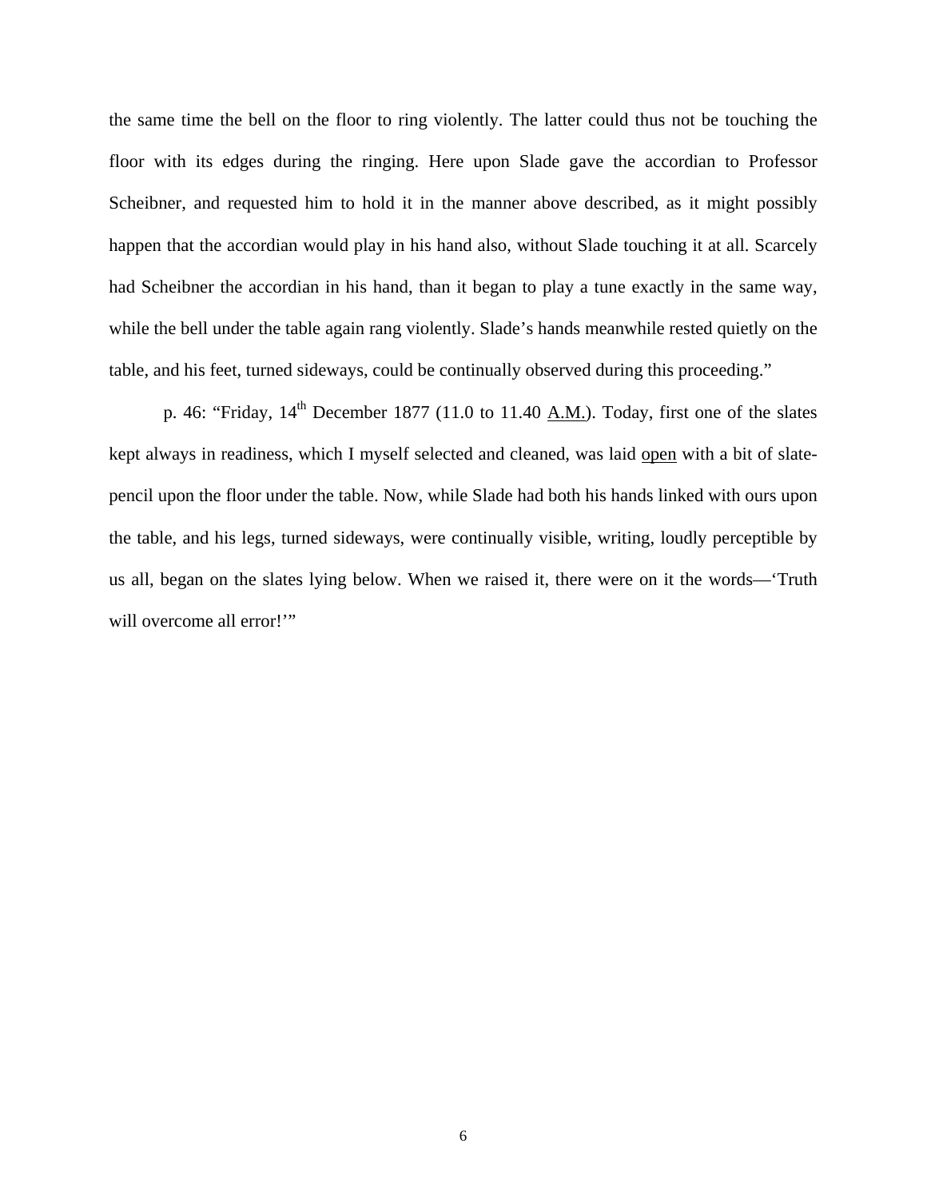the same time the bell on the floor to ring violently. The latter could thus not be touching the floor with its edges during the ringing. Here upon Slade gave the accordian to Professor Scheibner, and requested him to hold it in the manner above described, as it might possibly happen that the accordian would play in his hand also, without Slade touching it at all. Scarcely had Scheibner the accordian in his hand, than it began to play a tune exactly in the same way, while the bell under the table again rang violently. Slade's hands meanwhile rested quietly on the table, and his feet, turned sideways, could be continually observed during this proceeding."

p. 46: "Friday, 14th December 1877 (11.0 to 11.40 <u>A.M.</u>). Today, first one of the slates kept always in readiness, which I myself selected and cleaned, was laid <u>open</u> with a bit of slate-pencil upon the floor under the table. Now, while Slade had both his hands linked with ours upon the table, and his legs, turned sideways, were continually visible, writing, loudly perceptible by us all, began on the slates lying below. When we raised it, there were on it the words—'Truth will overcome all error!'"